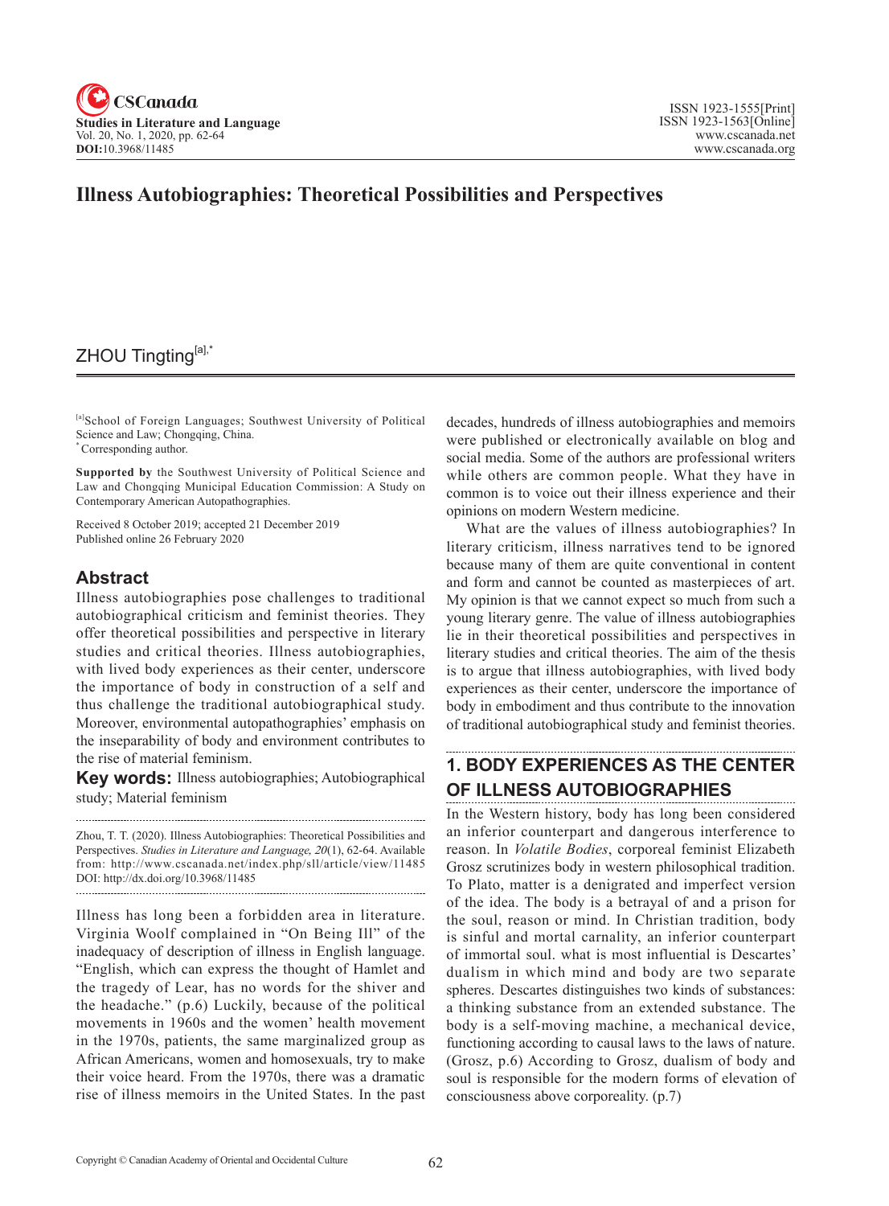# Illness Autobiographies: Theoretical Possibilities and Perspectives

ZHOU Tingting[a],*

[a]School of Foreign Languages; Southwest University of Political Science and Law; Chongqing, China.
*Corresponding author.

**Supported by** the Southwest University of Political Science and Law and Chongqing Municipal Education Commission: A Study on Contemporary American Autopathographies.

Received 8 October 2019; accepted 21 December 2019
Published online 26 February 2020

## Abstract

Illness autobiographies pose challenges to traditional autobiographical criticism and feminist theories. They offer theoretical possibilities and perspective in literary studies and critical theories. Illness autobiographies, with lived body experiences as their center, underscore the importance of body in construction of a self and thus challenge the traditional autobiographical study. Moreover, environmental autopathographies' emphasis on the inseparability of body and environment contributes to the rise of material feminism.

**Key words:** Illness autobiographies; Autobiographical study; Material feminism

Zhou, T. T. (2020). Illness Autobiographies: Theoretical Possibilities and Perspectives. *Studies in Literature and Language, 20*(1), 62-64. Available from: http://www.cscanada.net/index.php/sll/article/view/11485
DOI: http://dx.doi.org/10.3968/11485

Illness has long been a forbidden area in literature. Virginia Woolf complained in "On Being Ill" of the inadequacy of description of illness in English language. "English, which can express the thought of Hamlet and the tragedy of Lear, has no words for the shiver and the headache." (p.6) Luckily, because of the political movements in 1960s and the women' health movement in the 1970s, patients, the same marginalized group as African Americans, women and homosexuals, try to make their voice heard. From the 1970s, there was a dramatic rise of illness memoirs in the United States. In the past decades, hundreds of illness autobiographies and memoirs were published or electronically available on blog and social media. Some of the authors are professional writers while others are common people. What they have in common is to voice out their illness experience and their opinions on modern Western medicine.

What are the values of illness autobiographies? In literary criticism, illness narratives tend to be ignored because many of them are quite conventional in content and form and cannot be counted as masterpieces of art. My opinion is that we cannot expect so much from such a young literary genre. The value of illness autobiographies lie in their theoretical possibilities and perspectives in literary studies and critical theories. The aim of the thesis is to argue that illness autobiographies, with lived body experiences as their center, underscore the importance of body in embodiment and thus contribute to the innovation of traditional autobiographical study and feminist theories.

## 1. BODY EXPERIENCES AS THE CENTER OF ILLNESS AUTOBIOGRAPHIES

In the Western history, body has long been considered an inferior counterpart and dangerous interference to reason. In *Volatile Bodies*, corporeal feminist Elizabeth Grosz scrutinizes body in western philosophical tradition. To Plato, matter is a denigrated and imperfect version of the idea. The body is a betrayal of and a prison for the soul, reason or mind. In Christian tradition, body is sinful and mortal carnality, an inferior counterpart of immortal soul. what is most influential is Descartes' dualism in which mind and body are two separate spheres. Descartes distinguishes two kinds of substances: a thinking substance from an extended substance. The body is a self-moving machine, a mechanical device, functioning according to causal laws to the laws of nature. (Grosz, p.6) According to Grosz, dualism of body and soul is responsible for the modern forms of elevation of consciousness above corporeality. (p.7)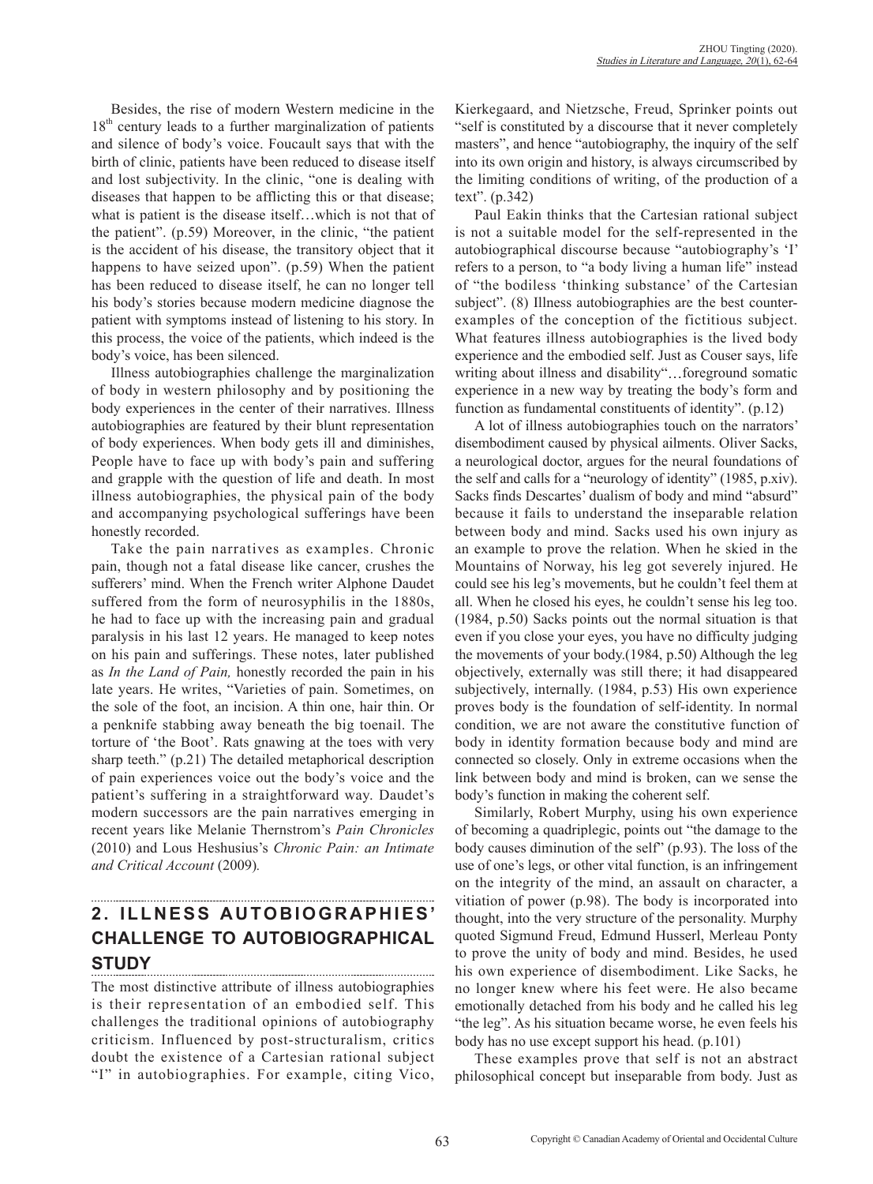Besides, the rise of modern Western medicine in the 18th century leads to a further marginalization of patients and silence of body's voice. Foucault says that with the birth of clinic, patients have been reduced to disease itself and lost subjectivity. In the clinic, "one is dealing with diseases that happen to be afflicting this or that disease; what is patient is the disease itself…which is not that of the patient". (p.59) Moreover, in the clinic, "the patient is the accident of his disease, the transitory object that it happens to have seized upon". (p.59) When the patient has been reduced to disease itself, he can no longer tell his body's stories because modern medicine diagnose the patient with symptoms instead of listening to his story. In this process, the voice of the patients, which indeed is the body's voice, has been silenced.

Illness autobiographies challenge the marginalization of body in western philosophy and by positioning the body experiences in the center of their narratives. Illness autobiographies are featured by their blunt representation of body experiences. When body gets ill and diminishes, People have to face up with body's pain and suffering and grapple with the question of life and death. In most illness autobiographies, the physical pain of the body and accompanying psychological sufferings have been honestly recorded.

Take the pain narratives as examples. Chronic pain, though not a fatal disease like cancer, crushes the sufferers' mind. When the French writer Alphone Daudet suffered from the form of neurosyphilis in the 1880s, he had to face up with the increasing pain and gradual paralysis in his last 12 years. He managed to keep notes on his pain and sufferings. These notes, later published as *In the Land of Pain,* honestly recorded the pain in his late years. He writes, "Varieties of pain. Sometimes, on the sole of the foot, an incision. A thin one, hair thin. Or a penknife stabbing away beneath the big toenail. The torture of 'the Boot'. Rats gnawing at the toes with very sharp teeth." (p.21) The detailed metaphorical description of pain experiences voice out the body's voice and the patient's suffering in a straightforward way. Daudet's modern successors are the pain narratives emerging in recent years like Melanie Thernstrom's *Pain Chronicles* (2010) and Lous Heshusius's *Chronic Pain: an Intimate and Critical Account* (2009).

## 2. ILLNESS AUTOBIOGRAPHIES' CHALLENGE TO AUTOBIOGRAPHICAL STUDY

The most distinctive attribute of illness autobiographies is their representation of an embodied self. This challenges the traditional opinions of autobiography criticism. Influenced by post-structuralism, critics doubt the existence of a Cartesian rational subject "I" in autobiographies. For example, citing Vico, Kierkegaard, and Nietzsche, Freud, Sprinker points out "self is constituted by a discourse that it never completely masters", and hence "autobiography, the inquiry of the self into its own origin and history, is always circumscribed by the limiting conditions of writing, of the production of a text". (p.342)

Paul Eakin thinks that the Cartesian rational subject is not a suitable model for the self-represented in the autobiographical discourse because "autobiography's 'I' refers to a person, to "a body living a human life" instead of "the bodiless 'thinking substance' of the Cartesian subject". (8) Illness autobiographies are the best counter-examples of the conception of the fictitious subject. What features illness autobiographies is the lived body experience and the embodied self. Just as Couser says, life writing about illness and disability"…foreground somatic experience in a new way by treating the body's form and function as fundamental constituents of identity". (p.12)

A lot of illness autobiographies touch on the narrators' disembodiment caused by physical ailments. Oliver Sacks, a neurological doctor, argues for the neural foundations of the self and calls for a "neurology of identity" (1985, p.xiv). Sacks finds Descartes' dualism of body and mind "absurd" because it fails to understand the inseparable relation between body and mind. Sacks used his own injury as an example to prove the relation. When he skied in the Mountains of Norway, his leg got severely injured. He could see his leg's movements, but he couldn't feel them at all. When he closed his eyes, he couldn't sense his leg too. (1984, p.50) Sacks points out the normal situation is that even if you close your eyes, you have no difficulty judging the movements of your body.(1984, p.50) Although the leg objectively, externally was still there; it had disappeared subjectively, internally. (1984, p.53) His own experience proves body is the foundation of self-identity. In normal condition, we are not aware the constitutive function of body in identity formation because body and mind are connected so closely. Only in extreme occasions when the link between body and mind is broken, can we sense the body's function in making the coherent self.

Similarly, Robert Murphy, using his own experience of becoming a quadriplegic, points out "the damage to the body causes diminution of the self" (p.93). The loss of the use of one's legs, or other vital function, is an infringement on the integrity of the mind, an assault on character, a vitiation of power (p.98). The body is incorporated into thought, into the very structure of the personality. Murphy quoted Sigmund Freud, Edmund Husserl, Merleau Ponty to prove the unity of body and mind. Besides, he used his own experience of disembodiment. Like Sacks, he no longer knew where his feet were. He also became emotionally detached from his body and he called his leg "the leg". As his situation became worse, he even feels his body has no use except support his head. (p.101)

These examples prove that self is not an abstract philosophical concept but inseparable from body. Just as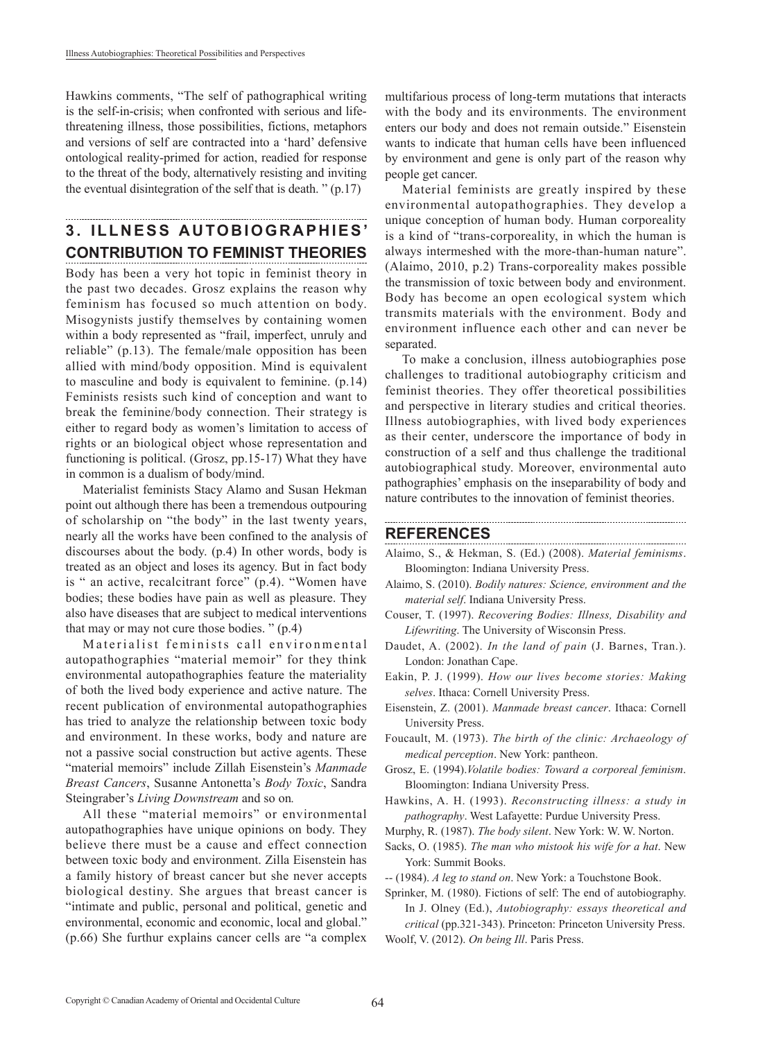Hawkins comments, "The self of pathographical writing is the self-in-crisis; when confronted with serious and life-threatening illness, those possibilities, fictions, metaphors and versions of self are contracted into a 'hard' defensive ontological reality-primed for action, readied for response to the threat of the body, alternatively resisting and inviting the eventual disintegration of the self that is death. " (p.17)

## 3. ILLNESS AUTOBIOGRAPHIES' CONTRIBUTION TO FEMINIST THEORIES

Body has been a very hot topic in feminist theory in the past two decades. Grosz explains the reason why feminism has focused so much attention on body. Misogynists justify themselves by containing women within a body represented as "frail, imperfect, unruly and reliable" (p.13). The female/male opposition has been allied with mind/body opposition. Mind is equivalent to masculine and body is equivalent to feminine. (p.14) Feminists resists such kind of conception and want to break the feminine/body connection. Their strategy is either to regard body as women's limitation to access of rights or an biological object whose representation and functioning is political. (Grosz, pp.15-17) What they have in common is a dualism of body/mind.

Materialist feminists Stacy Alamo and Susan Hekman point out although there has been a tremendous outpouring of scholarship on "the body" in the last twenty years, nearly all the works have been confined to the analysis of discourses about the body. (p.4) In other words, body is treated as an object and loses its agency. But in fact body is " an active, recalcitrant force" (p.4). "Women have bodies; these bodies have pain as well as pleasure. They also have diseases that are subject to medical interventions that may or may not cure those bodies. " (p.4)

Materialist feminists call environmental autopathographies "material memoir" for they think environmental autopathographies feature the materiality of both the lived body experience and active nature. The recent publication of environmental autopathographies has tried to analyze the relationship between toxic body and environment. In these works, body and nature are not a passive social construction but active agents. These "material memoirs" include Zillah Eisenstein's *Manmade Breast Cancers*, Susanne Antonetta's *Body Toxic*, Sandra Steingraber's *Living Downstream* and so on.

All these "material memoirs" or environmental autopathographies have unique opinions on body. They believe there must be a cause and effect connection between toxic body and environment. Zilla Eisenstein has a family history of breast cancer but she never accepts biological destiny. She argues that breast cancer is "intimate and public, personal and political, genetic and environmental, economic and economic, local and global." (p.66) She furthur explains cancer cells are "a complex multifarious process of long-term mutations that interacts with the body and its environments. The environment enters our body and does not remain outside." Eisenstein wants to indicate that human cells have been influenced by environment and gene is only part of the reason why people get cancer.

Material feminists are greatly inspired by these environmental autopathographies. They develop a unique conception of human body. Human corporeality is a kind of "trans-corporeality, in which the human is always intermeshed with the more-than-human nature". (Alaimo, 2010, p.2) Trans-corporeality makes possible the transmission of toxic between body and environment. Body has become an open ecological system which transmits materials with the environment. Body and environment influence each other and can never be separated.

To make a conclusion, illness autobiographies pose challenges to traditional autobiography criticism and feminist theories. They offer theoretical possibilities and perspective in literary studies and critical theories. Illness autobiographies, with lived body experiences as their center, underscore the importance of body in construction of a self and thus challenge the traditional autobiographical study. Moreover, environmental auto pathographies' emphasis on the inseparability of body and nature contributes to the innovation of feminist theories.

## REFERENCES

Alaimo, S., & Hekman, S. (Ed.) (2008). *Material feminisms*. Bloomington: Indiana University Press.

Alaimo, S. (2010). *Bodily natures: Science, environment and the material self*. Indiana University Press.

Couser, T. (1997). *Recovering Bodies: Illness, Disability and Lifewriting*. The University of Wisconsin Press.

Daudet, A. (2002). *In the land of pain* (J. Barnes, Tran.). London: Jonathan Cape.

Eakin, P. J. (1999). *How our lives become stories: Making selves*. Ithaca: Cornell University Press.

Eisenstein, Z. (2001). *Manmade breast cancer*. Ithaca: Cornell University Press.

Foucault, M. (1973). *The birth of the clinic: Archaeology of medical perception*. New York: pantheon.

Grosz, E. (1994).*Volatile bodies: Toward a corporeal feminism*. Bloomington: Indiana University Press.

Hawkins, A. H. (1993). *Reconstructing illness: a study in pathography*. West Lafayette: Purdue University Press.

Murphy, R. (1987). *The body silent*. New York: W. W. Norton.

Sacks, O. (1985). *The man who mistook his wife for a hat*. New York: Summit Books.

-- (1984). *A leg to stand on*. New York: a Touchstone Book.

Sprinker, M. (1980). Fictions of self: The end of autobiography. In J. Olney (Ed.), *Autobiography: essays theoretical and critical* (pp.321-343). Princeton: Princeton University Press.

Woolf, V. (2012). *On being Ill*. Paris Press.